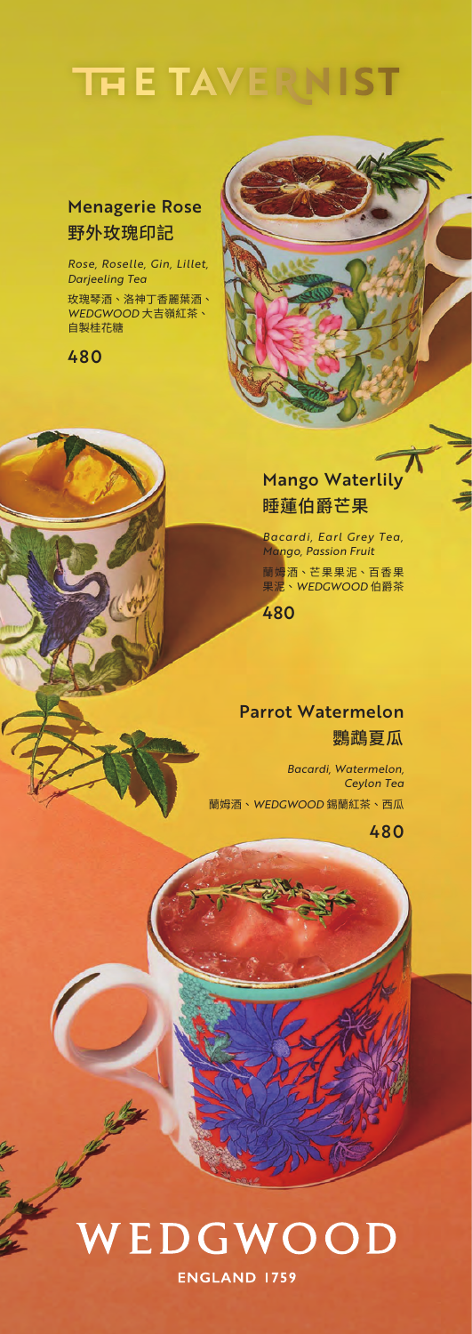# THE TAVERNIST

## Menagerie Rose
## 野外玫瑰印記

*Rose, Roselle, Gin, Lillet, Darjeeling Tea*

玫瑰琴酒、洛神丁香麗葉酒、*WEDGWOOD* 大吉嶺紅茶、自製桂花糖

**480**

## Mango Waterlily
## 睡蓮伯爵芒果

*Bacardi, Earl Grey Tea, Mango, Passion Fruit*

蘭姆酒、芒果果泥、百香果果泥、*WEDGWOOD* 伯爵茶

**480**

## Parrot Watermelon
## 鸚鵡夏瓜

*Bacardi, Watermelon, Ceylon Tea*

蘭姆酒、*WEDGWOOD* 錫蘭紅茶、西瓜

**480**

WEDGWOOD

ENGLAND 1759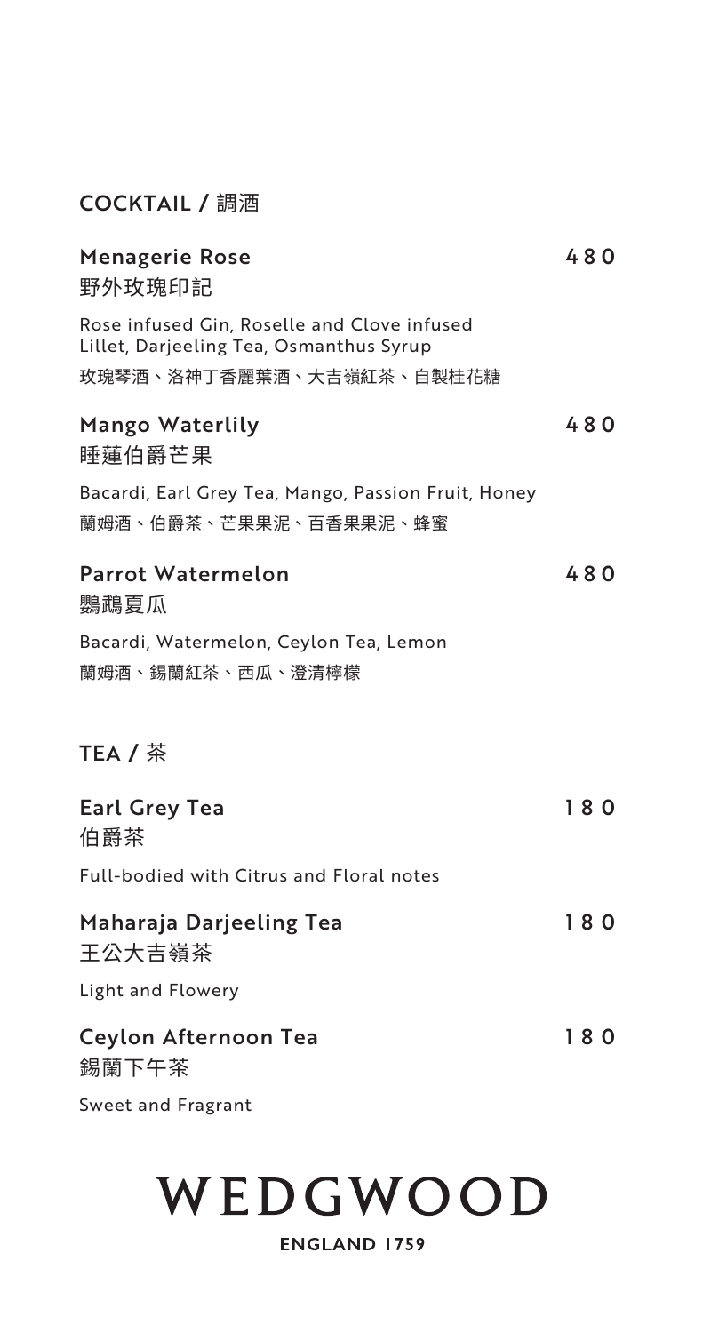## COCKTAIL / 調酒

### Menagerie Rose 野外玫瑰印記 — 480

Rose infused Gin, Roselle and Clove infused Lillet, Darjeeling Tea, Osmanthus Syrup

玫瑰琴酒、洛神丁香麗葉酒、大吉嶺紅茶、自製桂花糖

### Mango Waterlily 睡蓮伯爵芒果 — 480

Bacardi, Earl Grey Tea, Mango, Passion Fruit, Honey

蘭姆酒、伯爵茶、芒果果泥、百香果果泥、蜂蜜

### Parrot Watermelon 鸚鵡夏瓜 — 480

Bacardi, Watermelon, Ceylon Tea, Lemon

蘭姆酒、錫蘭紅茶、西瓜、澄清檸檬

## TEA / 茶

### Earl Grey Tea 伯爵茶 — 180

Full-bodied with Citrus and Floral notes

### Maharaja Darjeeling Tea 王公大吉嶺茶 — 180

Light and Flowery

### Ceylon Afternoon Tea 錫蘭下午茶 — 180

Sweet and Fragrant

WEDGWOOD

ENGLAND 1759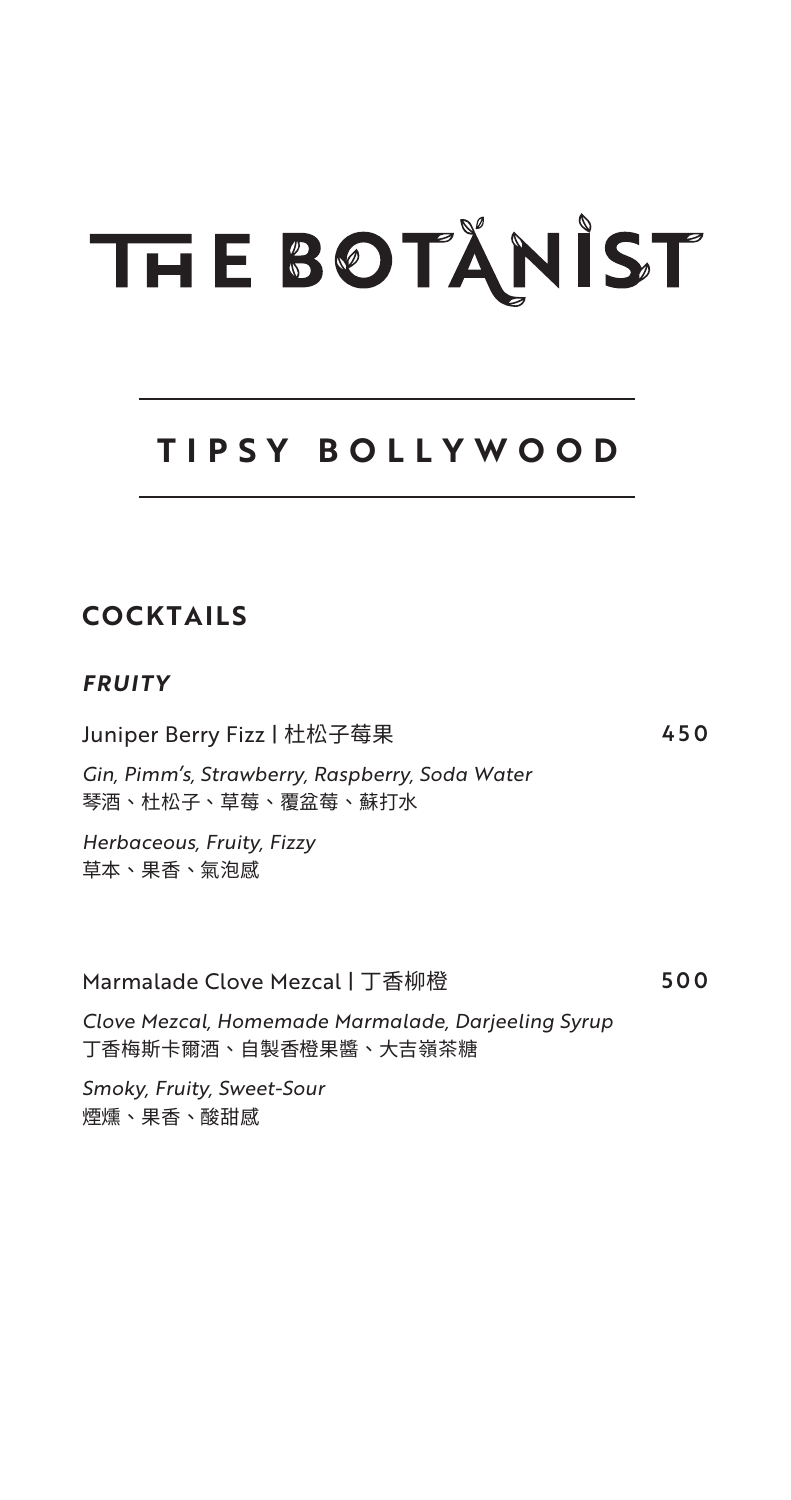# THE BOTANIST

## TIPSY BOLLYWOOD

### COCKTAILS

#### *FRUITY*

Juniper Berry Fizz | 杜松子莓果 — 450

*Gin, Pimm's, Strawberry, Raspberry, Soda Water*
琴酒、杜松子、草莓、覆盆莓、蘇打水

*Herbaceous, Fruity, Fizzy*
草本、果香、氣泡感

Marmalade Clove Mezcal | 丁香柳橙 — 500

*Clove Mezcal, Homemade Marmalade, Darjeeling Syrup*
丁香梅斯卡爾酒、自製香橙果醬、大吉嶺茶糖

*Smoky, Fruity, Sweet-Sour*
煙燻、果香、酸甜感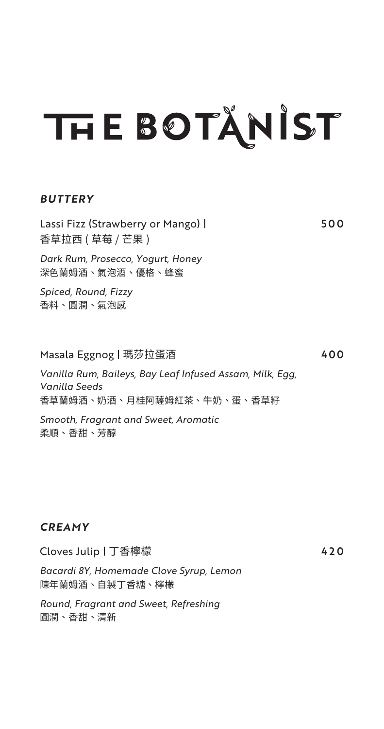# THE BOTANIST

### *BUTTERY*

**Lassi Fizz (Strawberry or Mango) | 香草拉西 ( 草莓 / 芒果 )** — 500

*Dark Rum, Prosecco, Yogurt, Honey*
深色蘭姆酒、氣泡酒、優格、蜂蜜

*Spiced, Round, Fizzy*
香料、圓潤、氣泡感

**Masala Eggnog | 瑪莎拉蛋酒** — 400

*Vanilla Rum, Baileys, Bay Leaf Infused Assam, Milk, Egg, Vanilla Seeds*
香草蘭姆酒、奶酒、月桂阿薩姆紅茶、牛奶、蛋、香草籽

*Smooth, Fragrant and Sweet, Aromatic*
柔順、香甜、芳醇

### *CREAMY*

**Cloves Julip | 丁香檸檬** — 420

*Bacardi 8Y, Homemade Clove Syrup, Lemon*
陳年蘭姆酒、自製丁香糖、檸檬

*Round, Fragrant and Sweet, Refreshing*
圓潤、香甜、清新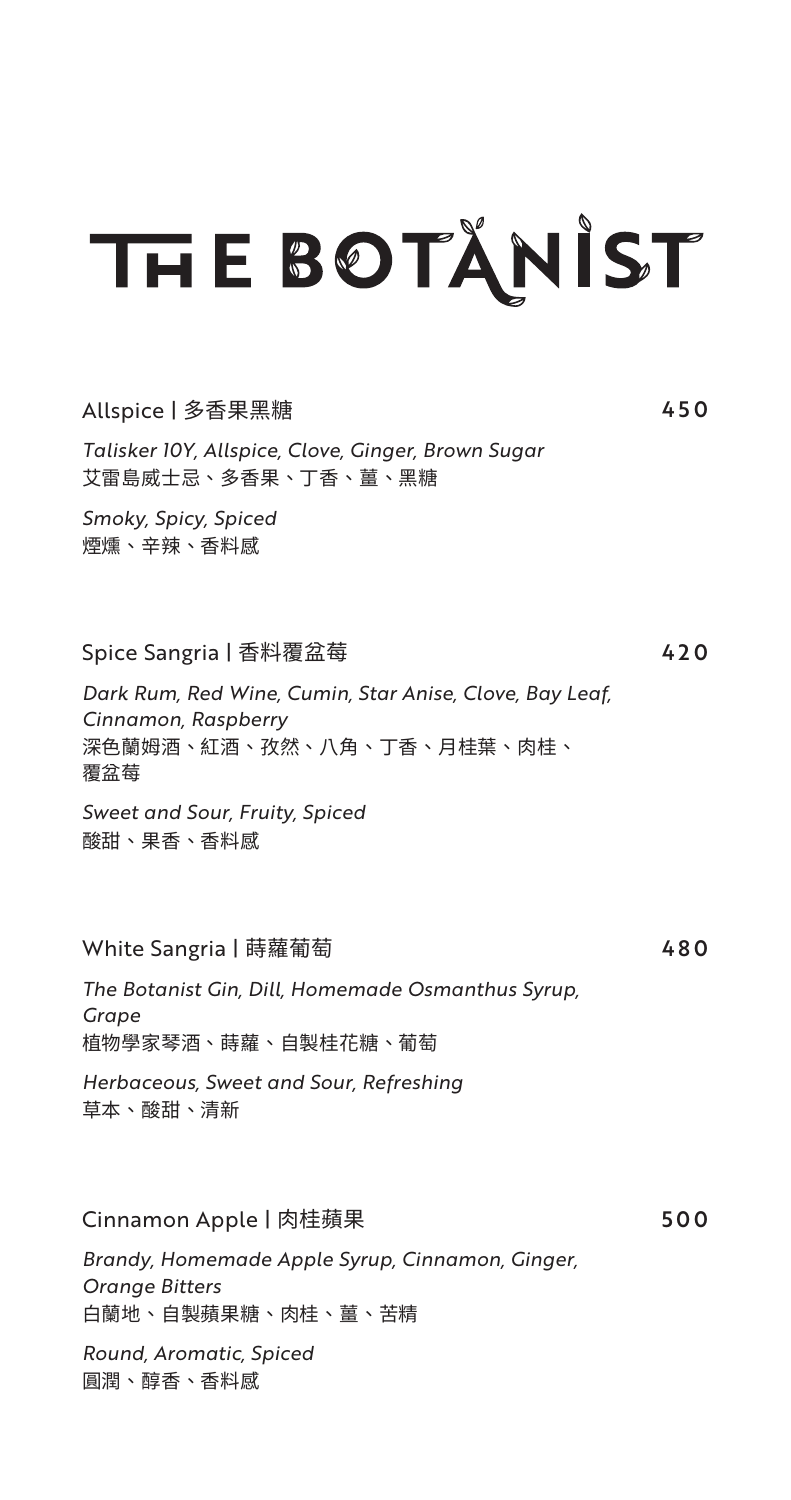# THE BOTANIST

## Allspice | 多香果黑糖 — 450

*Talisker 10Y, Allspice, Clove, Ginger, Brown Sugar*
艾雷島威士忌、多香果、丁香、薑、黑糖

*Smoky, Spicy, Spiced*
煙燻、辛辣、香料感

## Spice Sangria | 香料覆盆莓 — 420

*Dark Rum, Red Wine, Cumin, Star Anise, Clove, Bay Leaf, Cinnamon, Raspberry*
深色蘭姆酒、紅酒、孜然、八角、丁香、月桂葉、肉桂、覆盆莓

*Sweet and Sour, Fruity, Spiced*
酸甜、果香、香料感

## White Sangria | 蒔蘿葡萄 — 480

*The Botanist Gin, Dill, Homemade Osmanthus Syrup, Grape*
植物學家琴酒、蒔蘿、自製桂花糖、葡萄

*Herbaceous, Sweet and Sour, Refreshing*
草本、酸甜、清新

## Cinnamon Apple | 肉桂蘋果 — 500

*Brandy, Homemade Apple Syrup, Cinnamon, Ginger, Orange Bitters*
白蘭地、自製蘋果糖、肉桂、薑、苦精

*Round, Aromatic, Spiced*
圓潤、醇香、香料感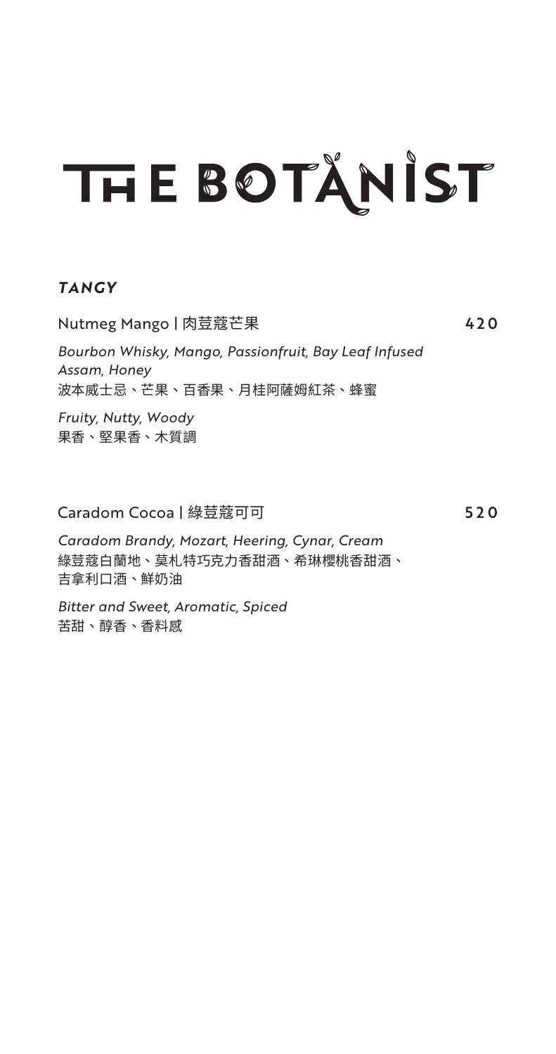# THE BOTANIST

## *TANGY*

**Nutmeg Mango | 肉荳蔻芒果** 420

*Bourbon Whisky, Mango, Passionfruit, Bay Leaf Infused Assam, Honey*
波本威士忌、芒果、百香果、月桂阿薩姆紅茶、蜂蜜

*Fruity, Nutty, Woody*
果香、堅果香、木質調

**Caradom Cocoa | 綠荳蔻可可** 520

*Caradom Brandy, Mozart, Heering, Cynar, Cream*
綠荳蔻白蘭地、莫札特巧克力香甜酒、希琳櫻桃香甜酒、吉拿利口酒、鮮奶油

*Bitter and Sweet, Aromatic, Spiced*
苦甜、醇香、香料感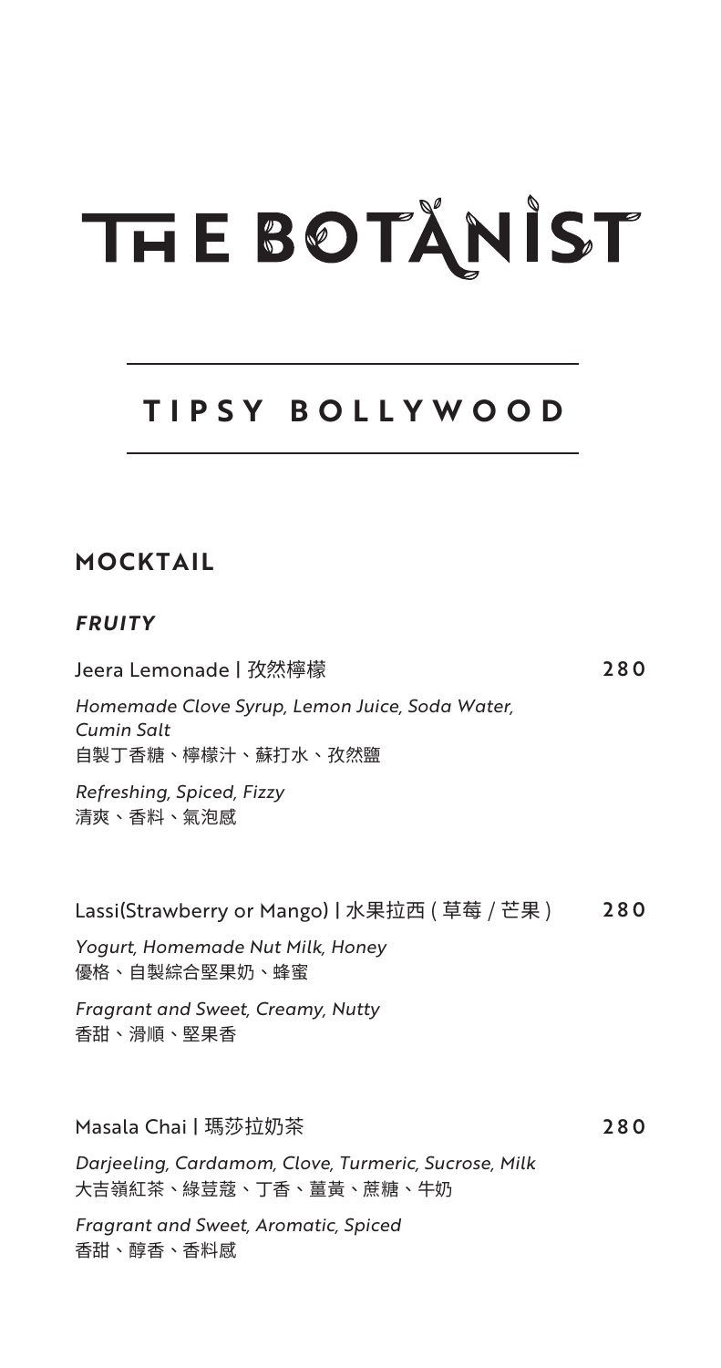# THE BOTANIST

## TIPSY BOLLYWOOD

### MOCKTAIL

#### *FRUITY*

Jeera Lemonade | 孜然檸檬 **280**

*Homemade Clove Syrup, Lemon Juice, Soda Water, Cumin Salt*
自製丁香糖、檸檬汁、蘇打水、孜然鹽

*Refreshing, Spiced, Fizzy*
清爽、香料、氣泡感

Lassi(Strawberry or Mango) | 水果拉西(草莓 / 芒果) **280**

*Yogurt, Homemade Nut Milk, Honey*
優格、自製綜合堅果奶、蜂蜜

*Fragrant and Sweet, Creamy, Nutty*
香甜、滑順、堅果香

Masala Chai | 瑪莎拉奶茶 **280**

*Darjeeling, Cardamom, Clove, Turmeric, Sucrose, Milk*
大吉嶺紅茶、綠荳蔻、丁香、薑黃、蔗糖、牛奶

*Fragrant and Sweet, Aromatic, Spiced*
香甜、醇香、香料感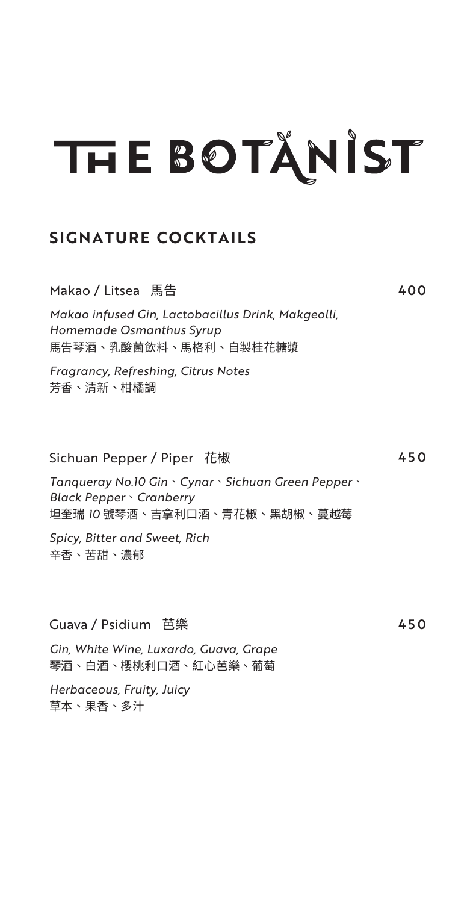# THE BOTANIST

## SIGNATURE COCKTAILS

### Makao / Litsea 馬告 — 400

*Makao infused Gin, Lactobacillus Drink, Makgeolli, Homemade Osmanthus Syrup*
馬告琴酒、乳酸菌飲料、馬格利、自製桂花糖漿

*Fragrancy, Refreshing, Citrus Notes*
芳香、清新、柑橘調

### Sichuan Pepper / Piper 花椒 — 450

*Tanqueray No.10 Gin、Cynar、Sichuan Green Pepper、Black Pepper、Cranberry*
坦奎瑞 *10* 號琴酒、吉拿利口酒、青花椒、黑胡椒、蔓越莓

*Spicy, Bitter and Sweet, Rich*
辛香、苦甜、濃郁

### Guava / Psidium 芭樂 — 450

*Gin, White Wine, Luxardo, Guava, Grape*
琴酒、白酒、櫻桃利口酒、紅心芭樂、葡萄

*Herbaceous, Fruity, Juicy*
草本、果香、多汁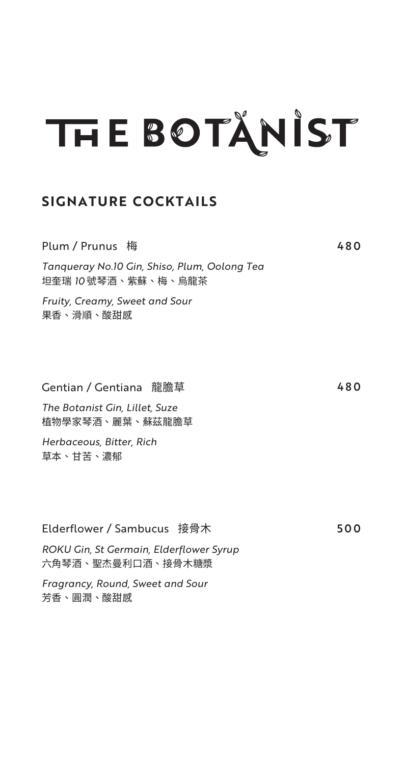# THE BOTANIST

## SIGNATURE COCKTAILS

**Plum / Prunus 梅** — 480

*Tanqueray No.10 Gin, Shiso, Plum, Oolong Tea*
坦奎瑞 10 號琴酒、紫蘇、梅、烏龍茶

*Fruity, Creamy, Sweet and Sour*
果香、滑順、酸甜感

**Gentian / Gentiana 龍膽草** — 480

*The Botanist Gin, Lillet, Suze*
植物學家琴酒、麗葉、蘇茲龍膽草

*Herbaceous, Bitter, Rich*
草本、甘苦、濃郁

**Elderflower / Sambucus 接骨木** — 500

*ROKU Gin, St Germain, Elderflower Syrup*
六角琴酒、聖杰曼利口酒、接骨木糖漿

*Fragrancy, Round, Sweet and Sour*
芳香、圓潤、酸甜感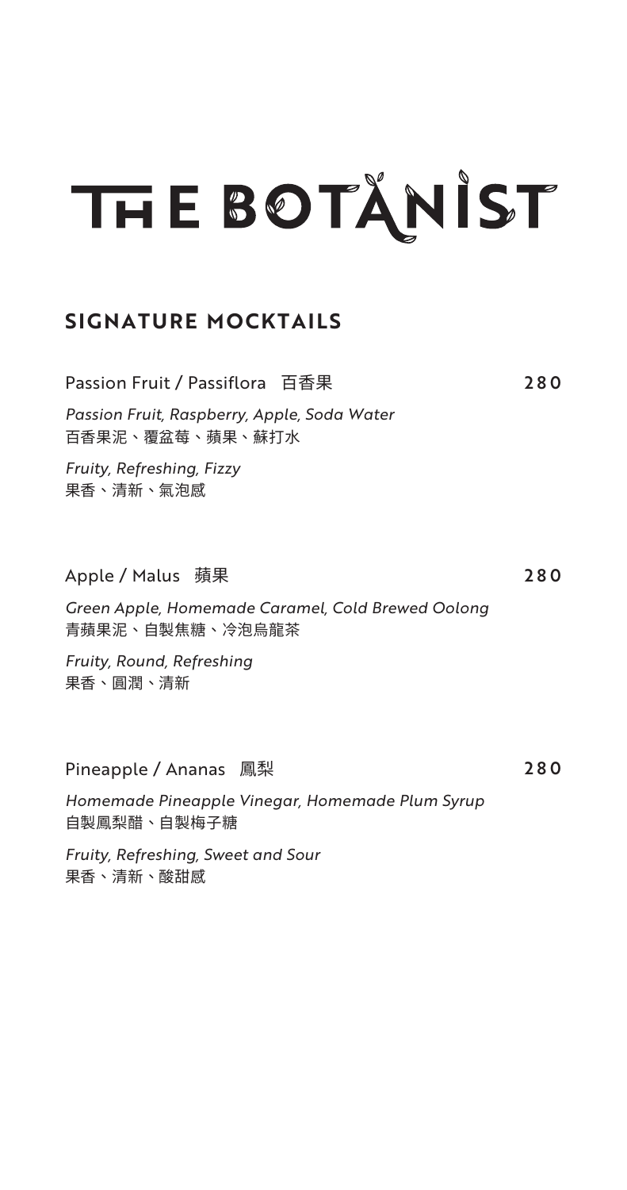# THE BOTANIST

## SIGNATURE MOCKTAILS

**Passion Fruit / Passiflora 百香果** — **280**

*Passion Fruit, Raspberry, Apple, Soda Water*
百香果泥、覆盆莓、蘋果、蘇打水

*Fruity, Refreshing, Fizzy*
果香、清新、氣泡感

**Apple / Malus 蘋果** — **280**

*Green Apple, Homemade Caramel, Cold Brewed Oolong*
青蘋果泥、自製焦糖、冷泡烏龍茶

*Fruity, Round, Refreshing*
果香、圓潤、清新

**Pineapple / Ananas 鳳梨** — **280**

*Homemade Pineapple Vinegar, Homemade Plum Syrup*
自製鳳梨醋、自製梅子糖

*Fruity, Refreshing, Sweet and Sour*
果香、清新、酸甜感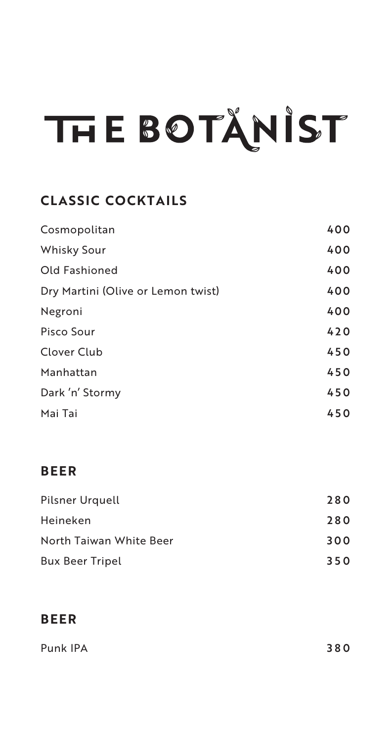# THE BOTANIST

## CLASSIC COCKTAILS

| | |
|---|---|
| Cosmopolitan | 400 |
| Whisky Sour | 400 |
| Old Fashioned | 400 |
| Dry Martini (Olive or Lemon twist) | 400 |
| Negroni | 400 |
| Pisco Sour | 420 |
| Clover Club | 450 |
| Manhattan | 450 |
| Dark 'n' Stormy | 450 |
| Mai Tai | 450 |

## BEER

| | |
|---|---|
| Pilsner Urquell | 280 |
| Heineken | 280 |
| North Taiwan White Beer | 300 |
| Bux Beer Tripel | 350 |

## BEER

| | |
|---|---|
| Punk IPA | 380 |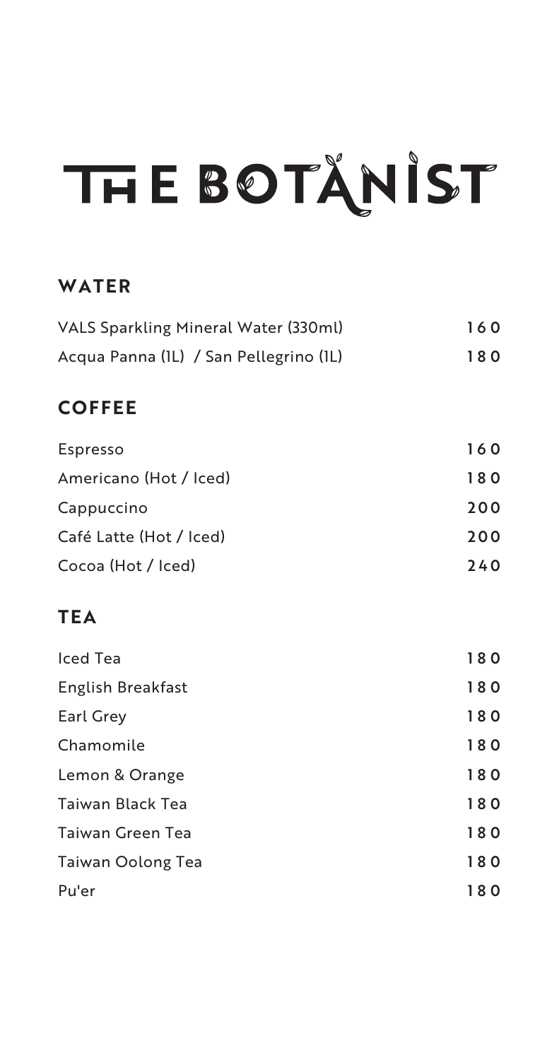# THE BOTANIST

## WATER

| | |
|---|---|
| VALS Sparkling Mineral Water (330ml) | 160 |
| Acqua Panna (1L) / San Pellegrino (1L) | 180 |

## COFFEE

| | |
|---|---|
| Espresso | 160 |
| Americano (Hot / Iced) | 180 |
| Cappuccino | 200 |
| Café Latte (Hot / Iced) | 200 |
| Cocoa (Hot / Iced) | 240 |

## TEA

| | |
|---|---|
| Iced Tea | 180 |
| English Breakfast | 180 |
| Earl Grey | 180 |
| Chamomile | 180 |
| Lemon & Orange | 180 |
| Taiwan Black Tea | 180 |
| Taiwan Green Tea | 180 |
| Taiwan Oolong Tea | 180 |
| Pu'er | 180 |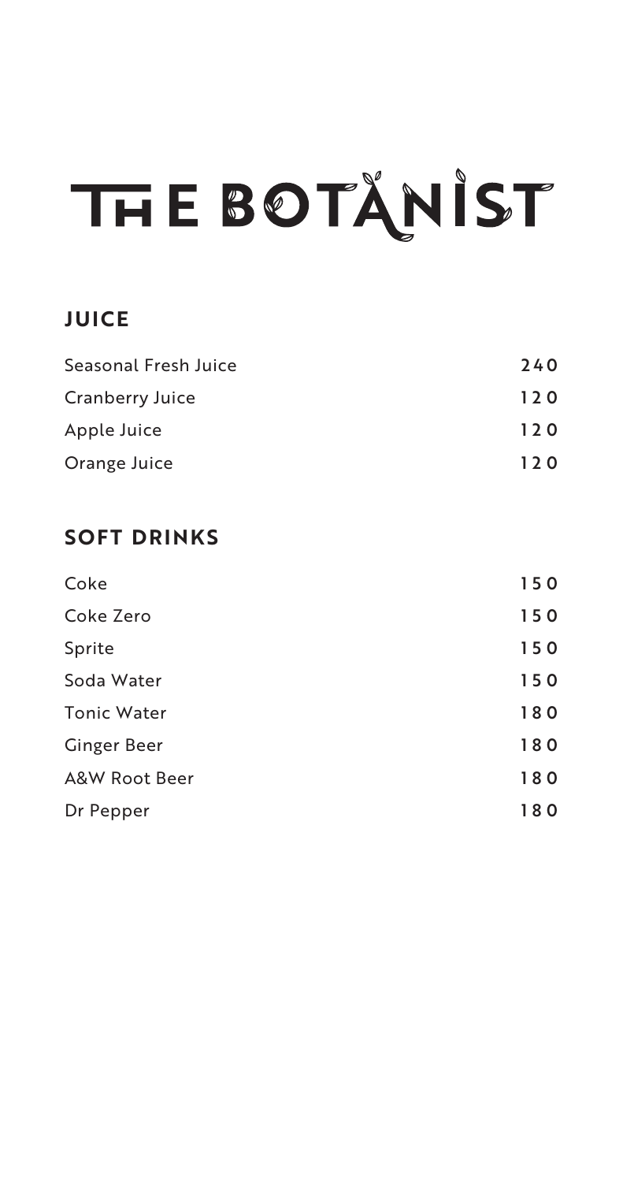# THE BOTANIST

## JUICE

| | |
|---|---|
| Seasonal Fresh Juice | 240 |
| Cranberry Juice | 120 |
| Apple Juice | 120 |
| Orange Juice | 120 |

## SOFT DRINKS

| | |
|---|---|
| Coke | 150 |
| Coke Zero | 150 |
| Sprite | 150 |
| Soda Water | 150 |
| Tonic Water | 180 |
| Ginger Beer | 180 |
| A&W Root Beer | 180 |
| Dr Pepper | 180 |